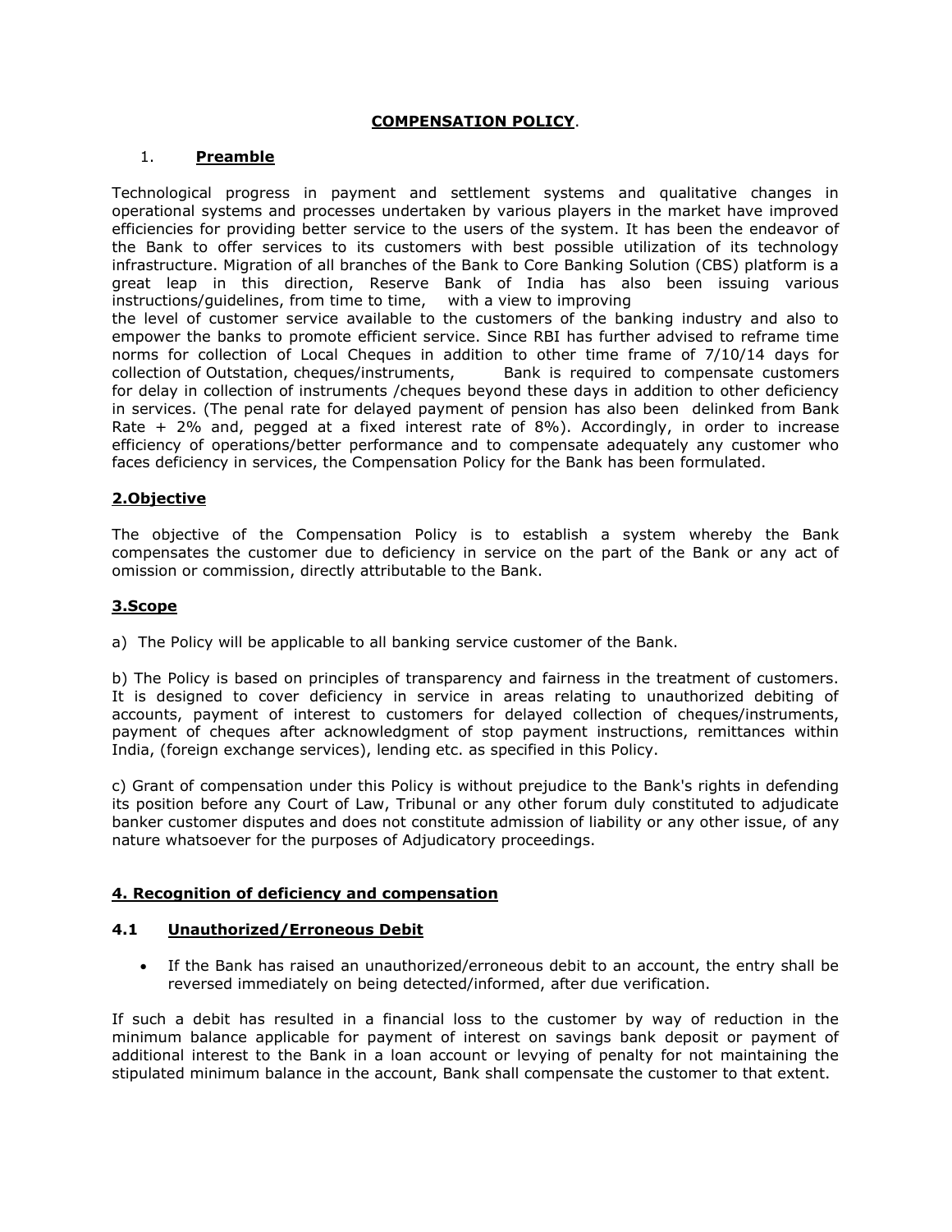# COMPENSATION POLICY.

## 1. Preamble

Technological progress in payment and settlement systems and qualitative changes in operational systems and processes undertaken by various players in the market have improved efficiencies for providing better service to the users of the system. It has been the endeavor of the Bank to offer services to its customers with best possible utilization of its technology infrastructure. Migration of all branches of the Bank to Core Banking Solution (CBS) platform is a great leap in this direction, Reserve Bank of India has also been issuing various instructions/guidelines, from time to time, with a view to improving the level of customer service available to the customers of the banking industry and also to empower the banks to promote efficient service. Since RBI has further advised to reframe time norms for collection of Local Cheques in addition to other time frame of 7/10/14 days for collection of Outstation, cheques/instruments, Bank is required to compensate customers for delay in collection of instruments /cheques beyond these days in addition to other deficiency in services. (The penal rate for delayed payment of pension has also been delinked from Bank Rate + 2% and, pegged at a fixed interest rate of 8%). Accordingly, in order to increase efficiency of operations/better performance and to compensate adequately any customer who faces deficiency in services, the Compensation Policy for the Bank has been formulated.

## 2.Objective

The objective of the Compensation Policy is to establish a system whereby the Bank compensates the customer due to deficiency in service on the part of the Bank or any act of omission or commission, directly attributable to the Bank.

## 3.Scope

a) The Policy will be applicable to all banking service customer of the Bank.

b) The Policy is based on principles of transparency and fairness in the treatment of customers. It is designed to cover deficiency in service in areas relating to unauthorized debiting of accounts, payment of interest to customers for delayed collection of cheques/instruments, payment of cheques after acknowledgment of stop payment instructions, remittances within India, (foreign exchange services), lending etc. as specified in this Policy.

c) Grant of compensation under this Policy is without prejudice to the Bank's rights in defending its position before any Court of Law, Tribunal or any other forum duly constituted to adjudicate banker customer disputes and does not constitute admission of liability or any other issue, of any nature whatsoever for the purposes of Adjudicatory proceedings.

## 4. Recognition of deficiency and compensation

### 4.1 Unauthorized/Erroneous Debit

- If the Bank has raised an unauthorized/erroneous debit to an account, the entry shall be reversed immediately on being detected/informed, after due verification.

If such a debit has resulted in a financial loss to the customer by way of reduction in the minimum balance applicable for payment of interest on savings bank deposit or payment of additional interest to the Bank in a loan account or levying of penalty for not maintaining the stipulated minimum balance in the account, Bank shall compensate the customer to that extent.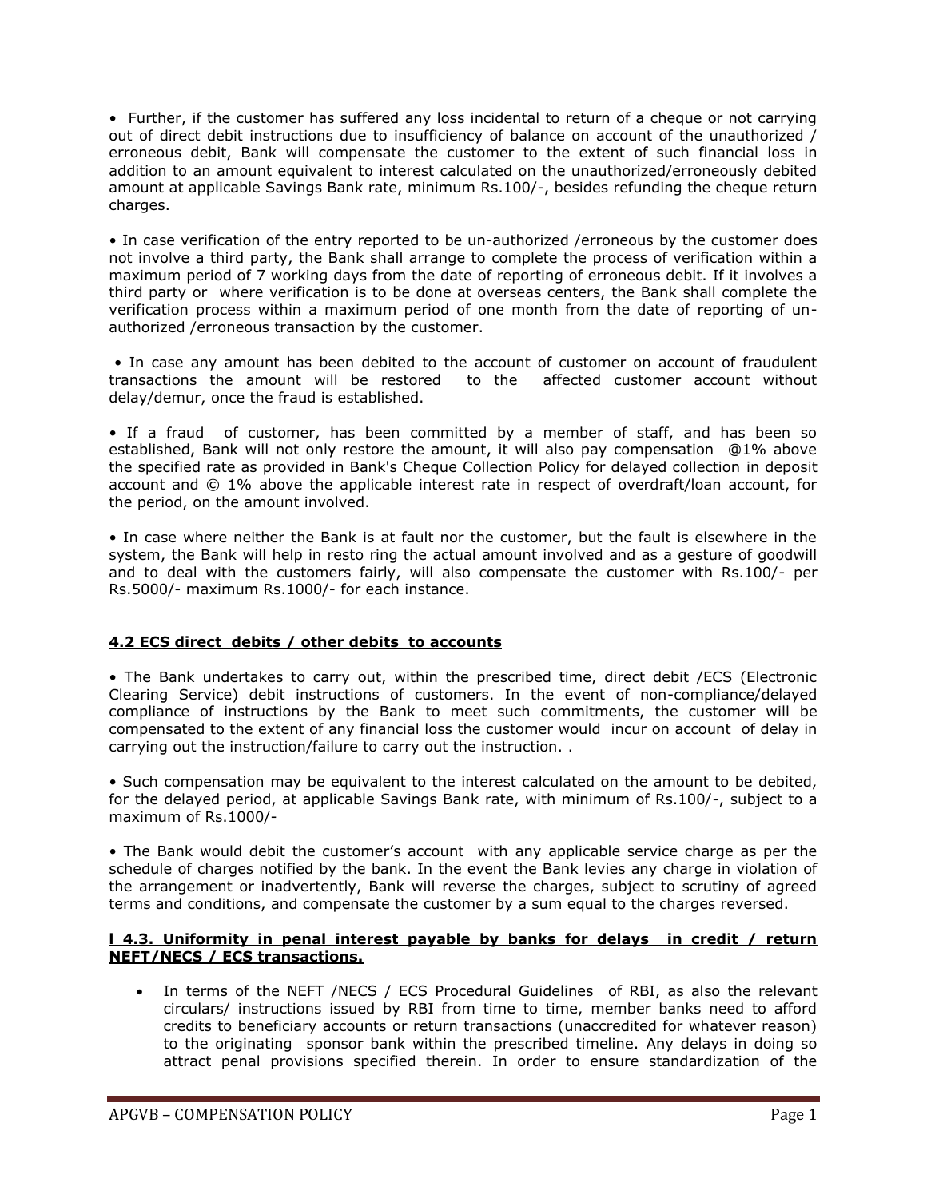• Further, if the customer has suffered any loss incidental to return of a cheque or not carrying out of direct debit instructions due to insufficiency of balance on account of the unauthorized / erroneous debit, Bank will compensate the customer to the extent of such financial loss in addition to an amount equivalent to interest calculated on the unauthorized/erroneously debited amount at applicable Savings Bank rate, minimum Rs.100/-, besides refunding the cheque return charges.

• In case verification of the entry reported to be un-authorized /erroneous by the customer does not involve a third party, the Bank shall arrange to complete the process of verification within a maximum period of 7 working days from the date of reporting of erroneous debit. If it involves a third party or where verification is to be done at overseas centers, the Bank shall complete the verification process within a maximum period of one month from the date of reporting of un-authorized /erroneous transaction by the customer.

• In case any amount has been debited to the account of customer on account of fraudulent transactions the amount will be restored to the affected customer account without delay/demur, once the fraud is established.

• If a fraud of customer, has been committed by a member of staff, and has been so established, Bank will not only restore the amount, it will also pay compensation @1% above the specified rate as provided in Bank's Cheque Collection Policy for delayed collection in deposit account and © 1% above the applicable interest rate in respect of overdraft/loan account, for the period, on the amount involved.

• In case where neither the Bank is at fault nor the customer, but the fault is elsewhere in the system, the Bank will help in resto ring the actual amount involved and as a gesture of goodwill and to deal with the customers fairly, will also compensate the customer with Rs.100/- per Rs.5000/- maximum Rs.1000/- for each instance.

## 4.2 ECS direct debits / other debits to accounts

• The Bank undertakes to carry out, within the prescribed time, direct debit /ECS (Electronic Clearing Service) debit instructions of customers. In the event of non-compliance/delayed compliance of instructions by the Bank to meet such commitments, the customer will be compensated to the extent of any financial loss the customer would incur on account of delay in carrying out the instruction/failure to carry out the instruction. .

• Such compensation may be equivalent to the interest calculated on the amount to be debited, for the delayed period, at applicable Savings Bank rate, with minimum of Rs.100/-, subject to a maximum of Rs.1000/-

• The Bank would debit the customer's account with any applicable service charge as per the schedule of charges notified by the bank. In the event the Bank levies any charge in violation of the arrangement or inadvertently, Bank will reverse the charges, subject to scrutiny of agreed terms and conditions, and compensate the customer by a sum equal to the charges reversed.

## l 4.3. Uniformity in penal interest payable by banks for delays in credit / return NEFT/NECS / ECS transactions.

- In terms of the NEFT /NECS / ECS Procedural Guidelines of RBI, as also the relevant circulars/ instructions issued by RBI from time to time, member banks need to afford credits to beneficiary accounts or return transactions (unaccredited for whatever reason) to the originating sponsor bank within the prescribed timeline. Any delays in doing so attract penal provisions specified therein. In order to ensure standardization of the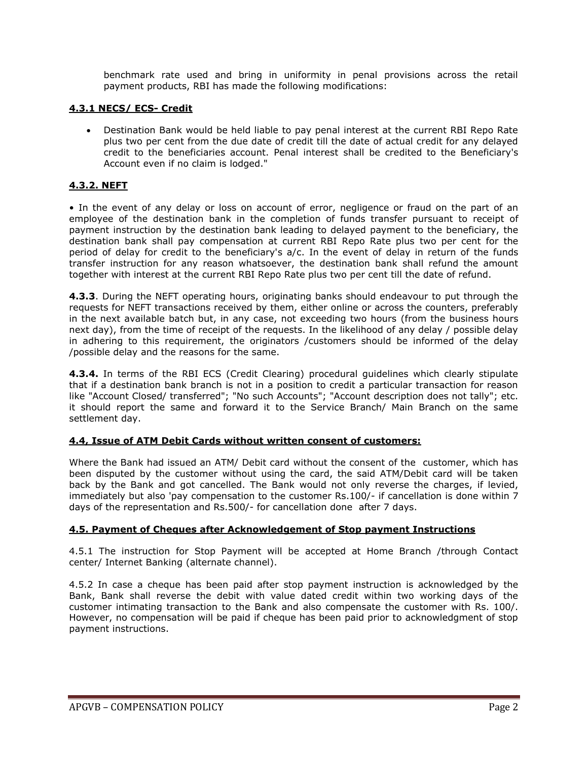benchmark rate used and bring in uniformity in penal provisions across the retail payment products, RBI has made the following modifications:

### 4.3.1 NECS/ ECS- Credit

- Destination Bank would be held liable to pay penal interest at the current RBI Repo Rate plus two per cent from the due date of credit till the date of actual credit for any delayed credit to the beneficiaries account. Penal interest shall be credited to the Beneficiary's Account even if no claim is lodged."

### 4.3.2. NEFT

• In the event of any delay or loss on account of error, negligence or fraud on the part of an employee of the destination bank in the completion of funds transfer pursuant to receipt of payment instruction by the destination bank leading to delayed payment to the beneficiary, the destination bank shall pay compensation at current RBI Repo Rate plus two per cent for the period of delay for credit to the beneficiary's a/c. In the event of delay in return of the funds transfer instruction for any reason whatsoever, the destination bank shall refund the amount together with interest at the current RBI Repo Rate plus two per cent till the date of refund.

**4.3.3**. During the NEFT operating hours, originating banks should endeavour to put through the requests for NEFT transactions received by them, either online or across the counters, preferably in the next available batch but, in any case, not exceeding two hours (from the business hours next day), from the time of receipt of the requests. In the likelihood of any delay / possible delay in adhering to this requirement, the originators /customers should be informed of the delay /possible delay and the reasons for the same.

**4.3.4.** In terms of the RBI ECS (Credit Clearing) procedural guidelines which clearly stipulate that if a destination bank branch is not in a position to credit a particular transaction for reason like "Account Closed/ transferred"; "No such Accounts"; "Account description does not tally"; etc. it should report the same and forward it to the Service Branch/ Main Branch on the same settlement day.

### 4.4, Issue of ATM Debit Cards without written consent of customers:

Where the Bank had issued an ATM/ Debit card without the consent of the customer, which has been disputed by the customer without using the card, the said ATM/Debit card will be taken back by the Bank and got cancelled. The Bank would not only reverse the charges, if levied, immediately but also 'pay compensation to the customer Rs.100/- if cancellation is done within 7 days of the representation and Rs.500/- for cancellation done after 7 days.

### 4.5. Payment of Cheques after Acknowledgement of Stop payment Instructions

4.5.1 The instruction for Stop Payment will be accepted at Home Branch /through Contact center/ Internet Banking (alternate channel).

4.5.2 In case a cheque has been paid after stop payment instruction is acknowledged by the Bank, Bank shall reverse the debit with value dated credit within two working days of the customer intimating transaction to the Bank and also compensate the customer with Rs. 100/. However, no compensation will be paid if cheque has been paid prior to acknowledgment of stop payment instructions.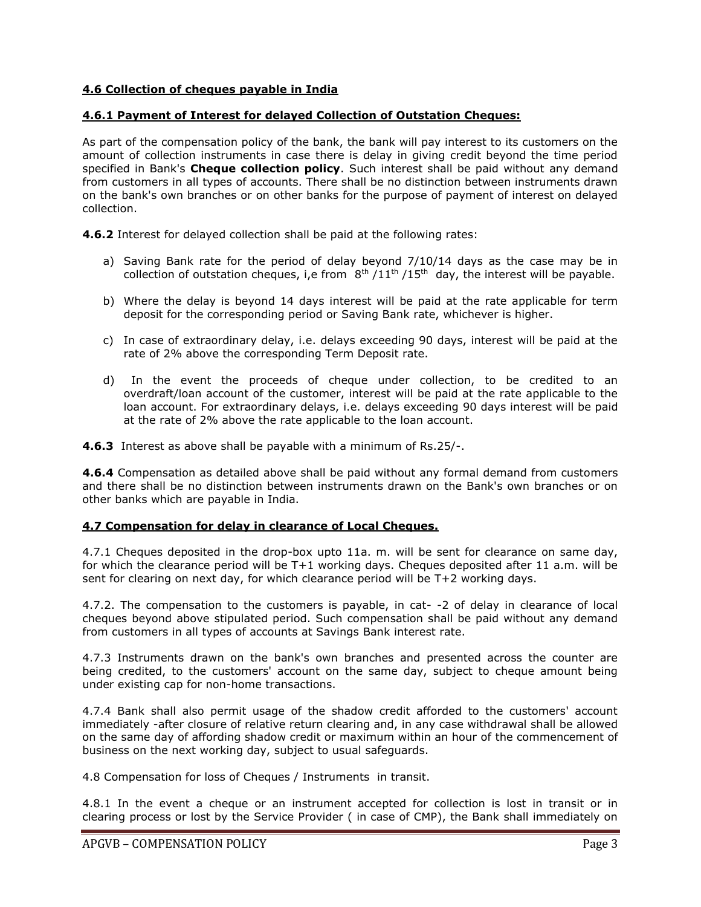### 4.6 Collection of cheques payable in India

#### 4.6.1 Payment of Interest for delayed Collection of Outstation Cheques:

As part of the compensation policy of the bank, the bank will pay interest to its customers on the amount of collection instruments in case there is delay in giving credit beyond the time period specified in Bank's **Cheque collection policy**. Such interest shall be paid without any demand from customers in all types of accounts. There shall be no distinction between instruments drawn on the bank's own branches or on other banks for the purpose of payment of interest on delayed collection.

**4.6.2** Interest for delayed collection shall be paid at the following rates:

a) Saving Bank rate for the period of delay beyond 7/10/14 days as the case may be in collection of outstation cheques, i,e from $8^{th}$ /$11^{th}$ /$15^{th}$ day, the interest will be payable.

b) Where the delay is beyond 14 days interest will be paid at the rate applicable for term deposit for the corresponding period or Saving Bank rate, whichever is higher.

c) In case of extraordinary delay, i.e. delays exceeding 90 days, interest will be paid at the rate of 2% above the corresponding Term Deposit rate.

d) In the event the proceeds of cheque under collection, to be credited to an overdraft/loan account of the customer, interest will be paid at the rate applicable to the loan account. For extraordinary delays, i.e. delays exceeding 90 days interest will be paid at the rate of 2% above the rate applicable to the loan account.

**4.6.3** Interest as above shall be payable with a minimum of Rs.25/-.

**4.6.4** Compensation as detailed above shall be paid without any formal demand from customers and there shall be no distinction between instruments drawn on the Bank's own branches or on other banks which are payable in India.

### 4.7 Compensation for delay in clearance of Local Cheques.

4.7.1 Cheques deposited in the drop-box upto 11a. m. will be sent for clearance on same day, for which the clearance period will be T+1 working days. Cheques deposited after 11 a.m. will be sent for clearing on next day, for which clearance period will be T+2 working days.

4.7.2. The compensation to the customers is payable, in cat- -2 of delay in clearance of local cheques beyond above stipulated period. Such compensation shall be paid without any demand from customers in all types of accounts at Savings Bank interest rate.

4.7.3 Instruments drawn on the bank's own branches and presented across the counter are being credited, to the customers' account on the same day, subject to cheque amount being under existing cap for non-home transactions.

4.7.4 Bank shall also permit usage of the shadow credit afforded to the customers' account immediately -after closure of relative return clearing and, in any case withdrawal shall be allowed on the same day of affording shadow credit or maximum within an hour of the commencement of business on the next working day, subject to usual safeguards.

4.8 Compensation for loss of Cheques / Instruments in transit.

4.8.1 In the event a cheque or an instrument accepted for collection is lost in transit or in clearing process or lost by the Service Provider ( in case of CMP), the Bank shall immediately on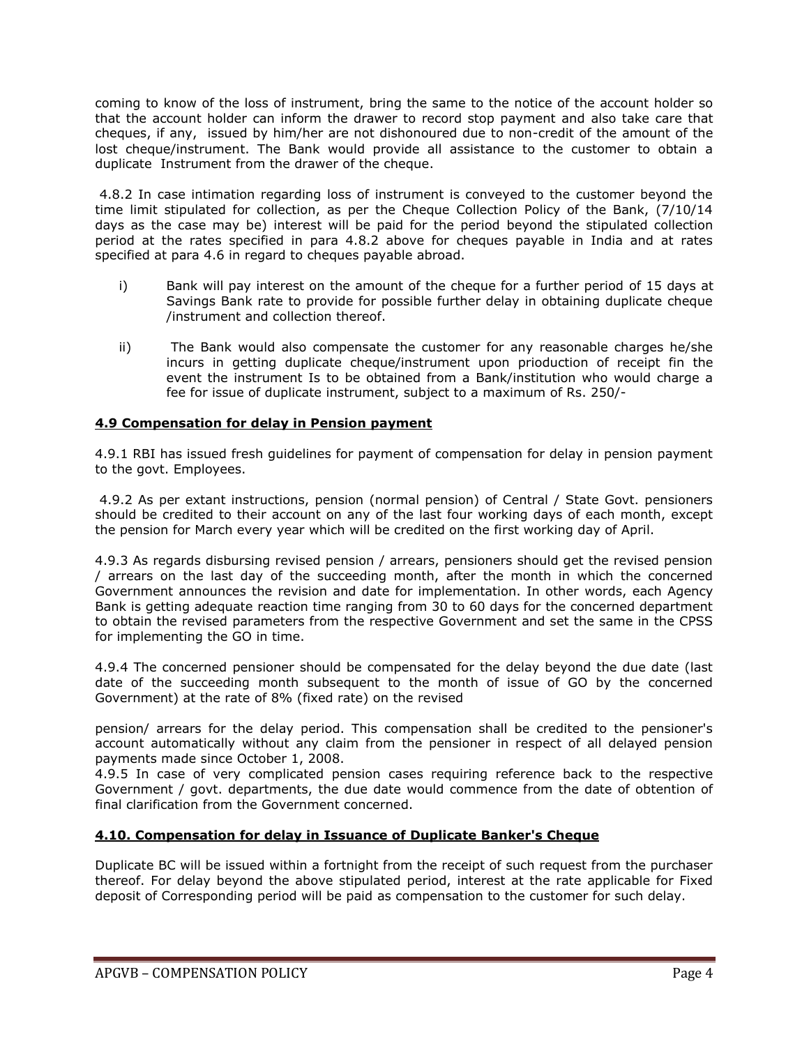coming to know of the loss of instrument, bring the same to the notice of the account holder so that the account holder can inform the drawer to record stop payment and also take care that cheques, if any, issued by him/her are not dishonoured due to non-credit of the amount of the lost cheque/instrument. The Bank would provide all assistance to the customer to obtain a duplicate Instrument from the drawer of the cheque.

4.8.2 In case intimation regarding loss of instrument is conveyed to the customer beyond the time limit stipulated for collection, as per the Cheque Collection Policy of the Bank, (7/10/14 days as the case may be) interest will be paid for the period beyond the stipulated collection period at the rates specified in para 4.8.2 above for cheques payable in India and at rates specified at para 4.6 in regard to cheques payable abroad.

i) Bank will pay interest on the amount of the cheque for a further period of 15 days at Savings Bank rate to provide for possible further delay in obtaining duplicate cheque /instrument and collection thereof.

ii) The Bank would also compensate the customer for any reasonable charges he/she incurs in getting duplicate cheque/instrument upon prioduction of receipt fin the event the instrument Is to be obtained from a Bank/institution who would charge a fee for issue of duplicate instrument, subject to a maximum of Rs. 250/-

## 4.9 Compensation for delay in Pension payment

4.9.1 RBI has issued fresh guidelines for payment of compensation for delay in pension payment to the govt. Employees.

4.9.2 As per extant instructions, pension (normal pension) of Central / State Govt. pensioners should be credited to their account on any of the last four working days of each month, except the pension for March every year which will be credited on the first working day of April.

4.9.3 As regards disbursing revised pension / arrears, pensioners should get the revised pension / arrears on the last day of the succeeding month, after the month in which the concerned Government announces the revision and date for implementation. In other words, each Agency Bank is getting adequate reaction time ranging from 30 to 60 days for the concerned department to obtain the revised parameters from the respective Government and set the same in the CPSS for implementing the GO in time.

4.9.4 The concerned pensioner should be compensated for the delay beyond the due date (last date of the succeeding month subsequent to the month of issue of GO by the concerned Government) at the rate of 8% (fixed rate) on the revised pension/ arrears for the delay period. This compensation shall be credited to the pensioner's account automatically without any claim from the pensioner in respect of all delayed pension payments made since October 1, 2008.

4.9.5 In case of very complicated pension cases requiring reference back to the respective Government / govt. departments, the due date would commence from the date of obtention of final clarification from the Government concerned.

## 4.10. Compensation for delay in Issuance of Duplicate Banker's Cheque

Duplicate BC will be issued within a fortnight from the receipt of such request from the purchaser thereof. For delay beyond the above stipulated period, interest at the rate applicable for Fixed deposit of Corresponding period will be paid as compensation to the customer for such delay.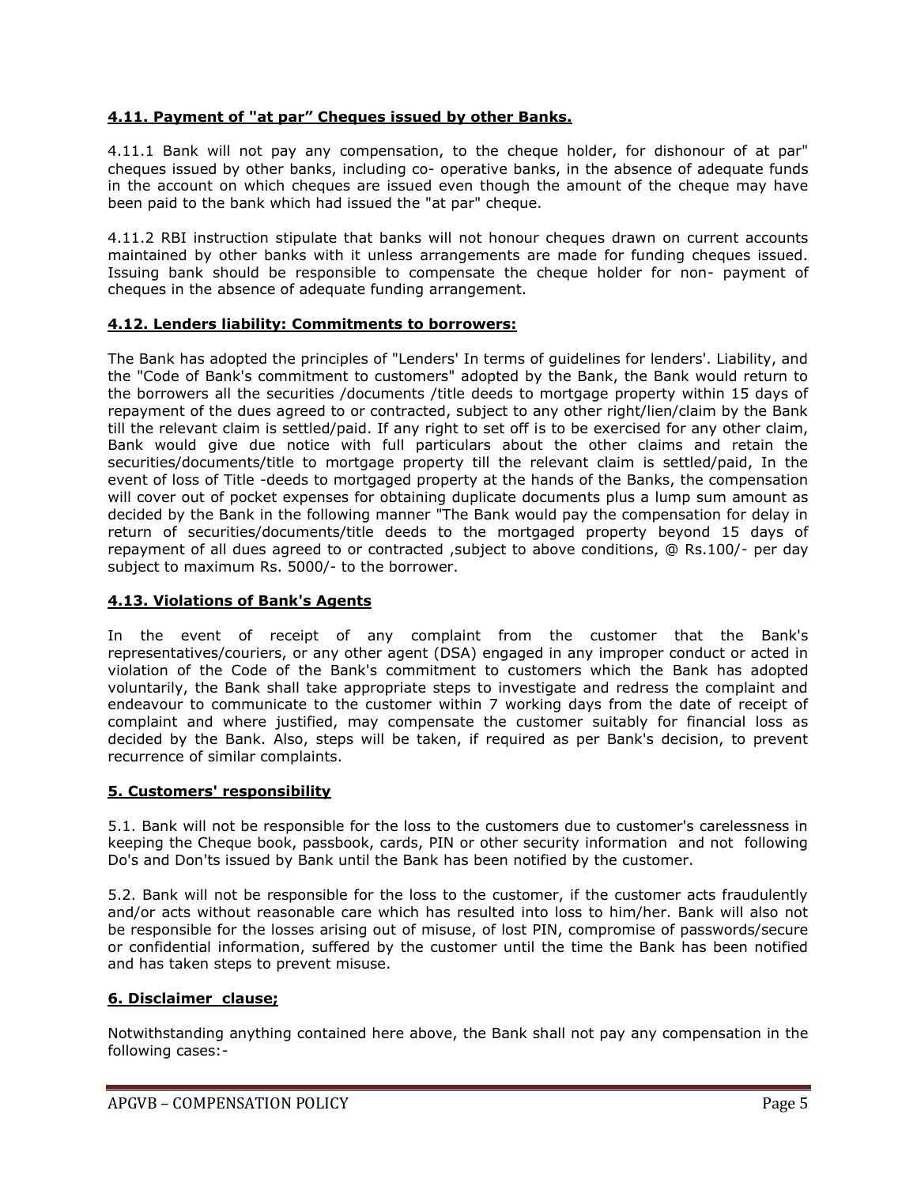**4.11. Payment of "at par" Cheques issued by other Banks.**

4.11.1 Bank will not pay any compensation, to the cheque holder, for dishonour of at par" cheques issued by other banks, including co- operative banks, in the absence of adequate funds in the account on which cheques are issued even though the amount of the cheque may have been paid to the bank which had issued the "at par" cheque.

4.11.2 RBI instruction stipulate that banks will not honour cheques drawn on current accounts maintained by other banks with it unless arrangements are made for funding cheques issued. Issuing bank should be responsible to compensate the cheque holder for non- payment of cheques in the absence of adequate funding arrangement.

**4.12. Lenders liability: Commitments to borrowers:**

The Bank has adopted the principles of "Lenders' In terms of guidelines for lenders'. Liability, and the "Code of Bank's commitment to customers" adopted by the Bank, the Bank would return to the borrowers all the securities /documents /title deeds to mortgage property within 15 days of repayment of the dues agreed to or contracted, subject to any other right/lien/claim by the Bank till the relevant claim is settled/paid. If any right to set off is to be exercised for any other claim, Bank would give due notice with full particulars about the other claims and retain the securities/documents/title to mortgage property till the relevant claim is settled/paid, In the event of loss of Title -deeds to mortgaged property at the hands of the Banks, the compensation will cover out of pocket expenses for obtaining duplicate documents plus a lump sum amount as decided by the Bank in the following manner "The Bank would pay the compensation for delay in return of securities/documents/title deeds to the mortgaged property beyond 15 days of repayment of all dues agreed to or contracted ,subject to above conditions, @ Rs.100/- per day subject to maximum Rs. 5000/- to the borrower.

**4.13. Violations of Bank's Agents**

In the event of receipt of any complaint from the customer that the Bank's representatives/couriers, or any other agent (DSA) engaged in any improper conduct or acted in violation of the Code of the Bank's commitment to customers which the Bank has adopted voluntarily, the Bank shall take appropriate steps to investigate and redress the complaint and endeavour to communicate to the customer within 7 working days from the date of receipt of complaint and where justified, may compensate the customer suitably for financial loss as decided by the Bank. Also, steps will be taken, if required as per Bank's decision, to prevent recurrence of similar complaints.

**5. Customers' responsibility**

5.1. Bank will not be responsible for the loss to the customers due to customer's carelessness in keeping the Cheque book, passbook, cards, PIN or other security information and not following Do's and Don'ts issued by Bank until the Bank has been notified by the customer.

5.2. Bank will not be responsible for the loss to the customer, if the customer acts fraudulently and/or acts without reasonable care which has resulted into loss to him/her. Bank will also not be responsible for the losses arising out of misuse, of lost PIN, compromise of passwords/secure or confidential information, suffered by the customer until the time the Bank has been notified and has taken steps to prevent misuse.

**6. Disclaimer clause;**

Notwithstanding anything contained here above, the Bank shall not pay any compensation in the following cases:-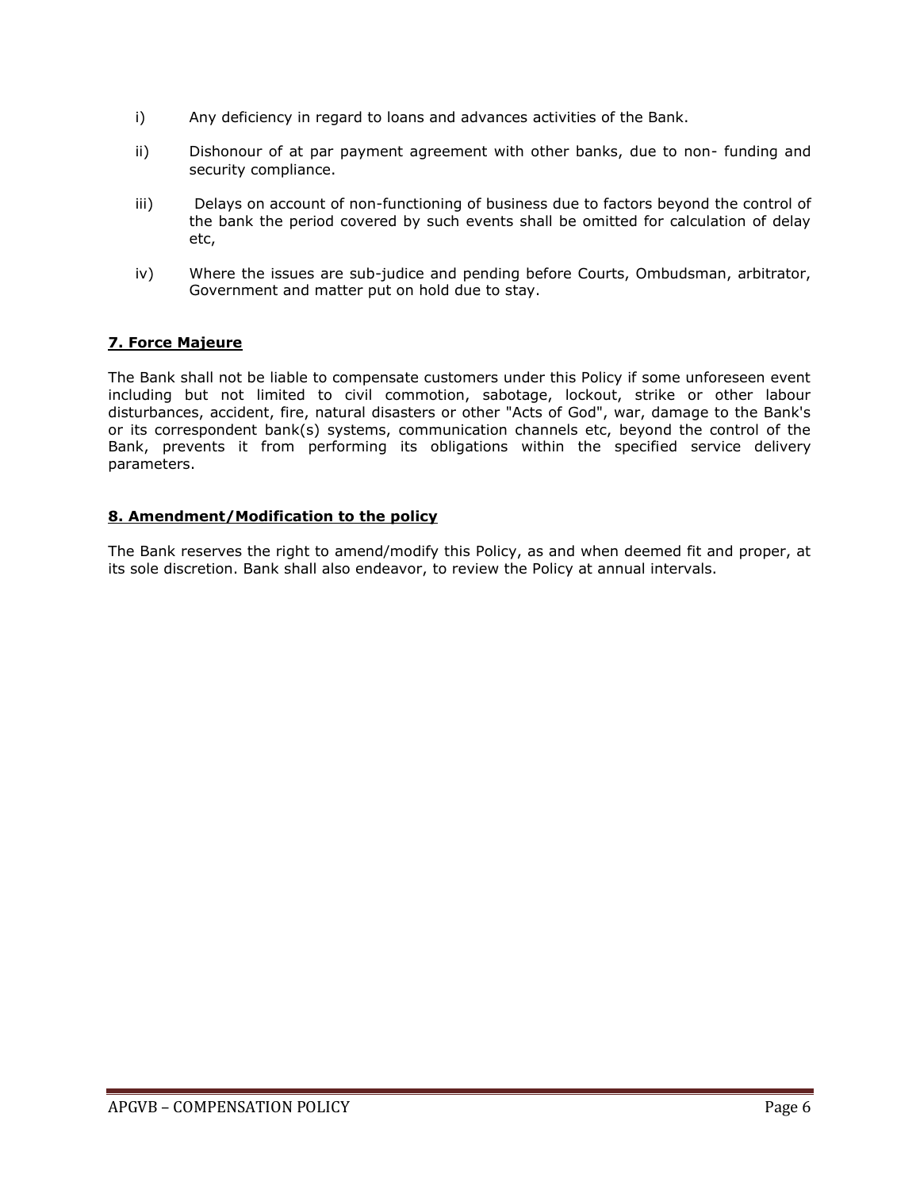i) Any deficiency in regard to loans and advances activities of the Bank.

ii) Dishonour of at par payment agreement with other banks, due to non- funding and security compliance.

iii) Delays on account of non-functioning of business due to factors beyond the control of the bank the period covered by such events shall be omitted for calculation of delay etc,

iv) Where the issues are sub-judice and pending before Courts, Ombudsman, arbitrator, Government and matter put on hold due to stay.

## 7. Force Majeure

The Bank shall not be liable to compensate customers under this Policy if some unforeseen event including but not limited to civil commotion, sabotage, lockout, strike or other labour disturbances, accident, fire, natural disasters or other "Acts of God", war, damage to the Bank's or its correspondent bank(s) systems, communication channels etc, beyond the control of the Bank, prevents it from performing its obligations within the specified service delivery parameters.

## 8. Amendment/Modification to the policy

The Bank reserves the right to amend/modify this Policy, as and when deemed fit and proper, at its sole discretion. Bank shall also endeavor, to review the Policy at annual intervals.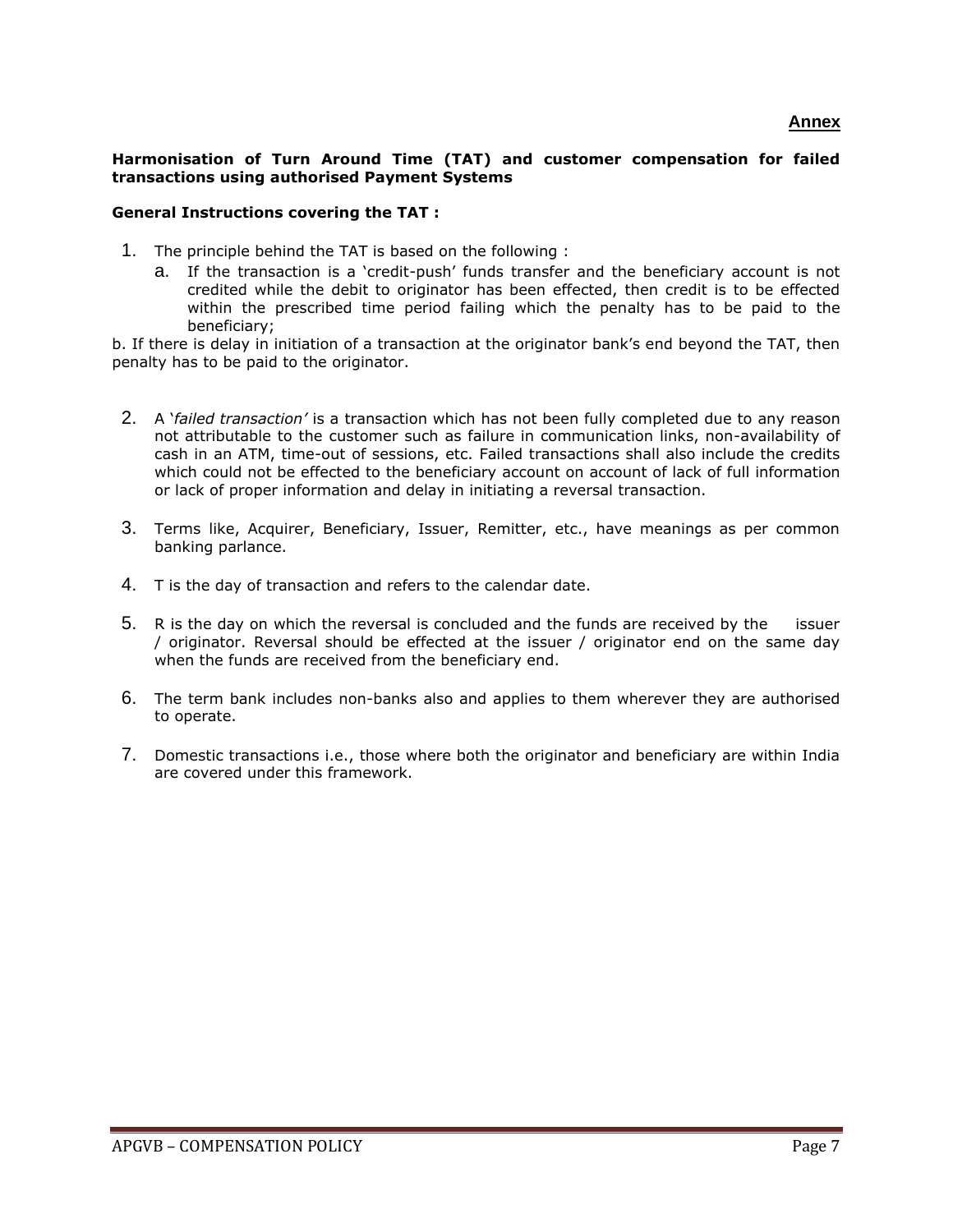**Annex**

**Harmonisation of Turn Around Time (TAT) and customer compensation for failed transactions using authorised Payment Systems**

**General Instructions covering the TAT :**

1. The principle behind the TAT is based on the following :
   a. If the transaction is a 'credit-push' funds transfer and the beneficiary account is not credited while the debit to originator has been effected, then credit is to be effected within the prescribed time period failing which the penalty has to be paid to the beneficiary;

b. If there is delay in initiation of a transaction at the originator bank's end beyond the TAT, then penalty has to be paid to the originator.

2. A '*failed transaction*' is a transaction which has not been fully completed due to any reason not attributable to the customer such as failure in communication links, non-availability of cash in an ATM, time-out of sessions, etc. Failed transactions shall also include the credits which could not be effected to the beneficiary account on account of lack of full information or lack of proper information and delay in initiating a reversal transaction.

3. Terms like, Acquirer, Beneficiary, Issuer, Remitter, etc., have meanings as per common banking parlance.

4. T is the day of transaction and refers to the calendar date.

5. R is the day on which the reversal is concluded and the funds are received by the issuer / originator. Reversal should be effected at the issuer / originator end on the same day when the funds are received from the beneficiary end.

6. The term bank includes non-banks also and applies to them wherever they are authorised to operate.

7. Domestic transactions i.e., those where both the originator and beneficiary are within India are covered under this framework.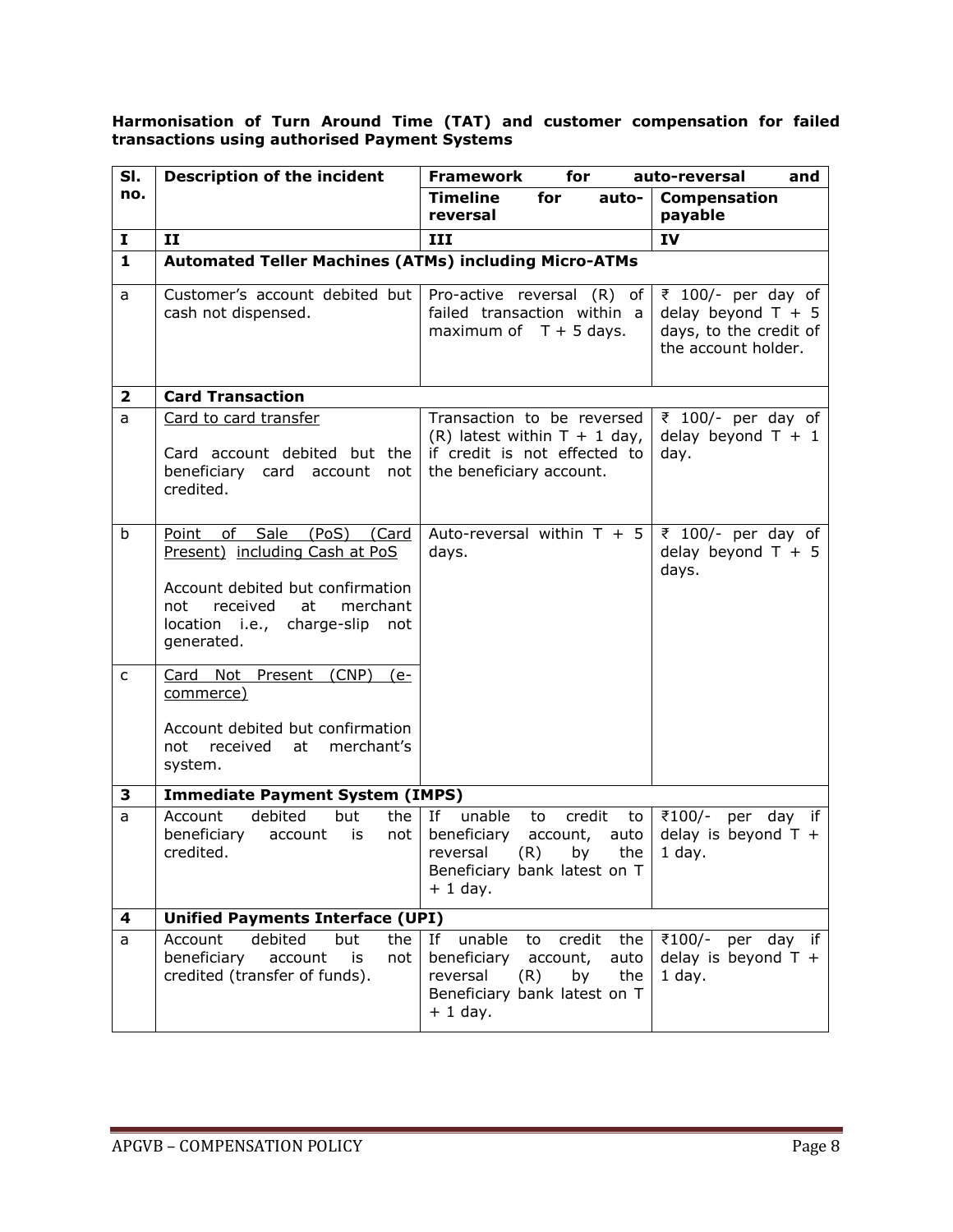**Harmonisation of Turn Around Time (TAT) and customer compensation for failed transactions using authorised Payment Systems**

| Sl. no. | Description of the incident | Framework for auto-reversal and | |
|---|---|---|---|
| | | **Timeline for auto-reversal** | **Compensation payable** |
| **I** | **II** | **III** | **IV** |
| **1** | **Automated Teller Machines (ATMs) including Micro-ATMs** | | |
| a | Customer's account debited but cash not dispensed. | Pro-active reversal (R) of failed transaction within a maximum of T + 5 days. | ₹ 100/- per day of delay beyond T + 5 days, to the credit of the account holder. |
| **2** | **Card Transaction** | | |
| a | Card to card transfer<br><br>Card account debited but the beneficiary card account not credited. | Transaction to be reversed (R) latest within T + 1 day, if credit is not effected to the beneficiary account. | ₹ 100/- per day of delay beyond T + 1 day. |
| b | Point of Sale (PoS) (Card Present) including Cash at PoS<br><br>Account debited but confirmation not received at merchant location i.e., charge-slip not generated. | Auto-reversal within T + 5 days. | ₹ 100/- per day of delay beyond T + 5 days. |
| c | Card Not Present (CNP) (e-commerce)<br><br>Account debited but confirmation not received at merchant's system. | | |
| **3** | **Immediate Payment System (IMPS)** | | |
| a | Account debited but the beneficiary account is not credited. | If unable to credit to beneficiary account, auto reversal (R) by the Beneficiary bank latest on T + 1 day. | ₹100/- per day if delay is beyond T + 1 day. |
| **4** | **Unified Payments Interface (UPI)** | | |
| a | Account debited but the beneficiary account is not credited (transfer of funds). | If unable to credit the beneficiary account, auto reversal (R) by the Beneficiary bank latest on T + 1 day. | ₹100/- per day if delay is beyond T + 1 day. |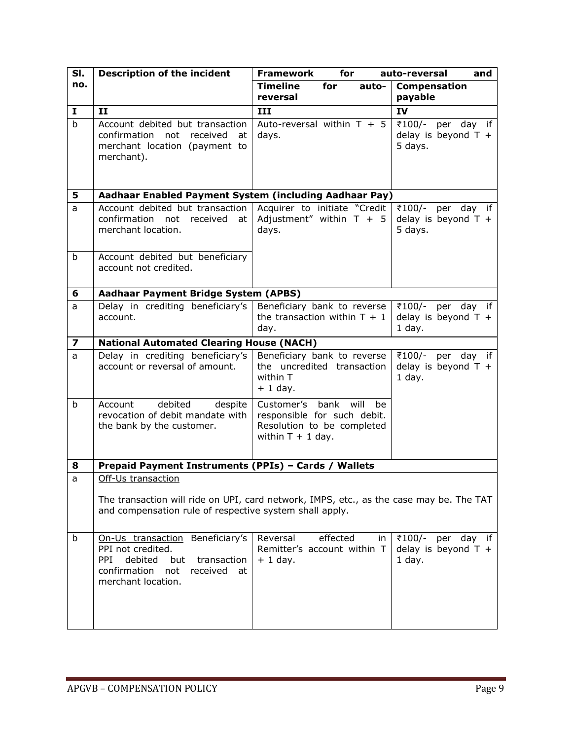| Sl. no. | Description of the incident | Framework for auto-reversal and | |
|---|---|---|---|
| | | Timeline for auto-reversal | Compensation payable |
| I | II | III | IV |
| b | Account debited but transaction confirmation not received at merchant location (payment to merchant). | Auto-reversal within T + 5 days. | ₹100/- per day if delay is beyond T + 5 days. |
| 5 | **Aadhaar Enabled Payment System (including Aadhaar Pay)** | | |
| a | Account debited but transaction confirmation not received at merchant location. | Acquirer to initiate "Credit Adjustment" within T + 5 days. | ₹100/- per day if delay is beyond T + 5 days. |
| b | Account debited but beneficiary account not credited. | | |
| 6 | **Aadhaar Payment Bridge System (APBS)** | | |
| a | Delay in crediting beneficiary's account. | Beneficiary bank to reverse the transaction within T + 1 day. | ₹100/- per day if delay is beyond T + 1 day. |
| 7 | **National Automated Clearing House (NACH)** | | |
| a | Delay in crediting beneficiary's account or reversal of amount. | Beneficiary bank to reverse the uncredited transaction within T + 1 day. | ₹100/- per day if delay is beyond T + 1 day. |
| b | Account debited despite revocation of debit mandate with the bank by the customer. | Customer's bank will be responsible for such debit. Resolution to be completed within T + 1 day. | |
| 8 | **Prepaid Payment Instruments (PPIs) – Cards / Wallets** | | |
| a | Off-Us transaction<br><br>The transaction will ride on UPI, card network, IMPS, etc., as the case may be. The TAT and compensation rule of respective system shall apply. | | |
| b | On-Us transaction Beneficiary's PPI not credited.<br>PPI debited but transaction confirmation not received at merchant location. | Reversal effected in Remitter's account within T + 1 day. | ₹100/- per day if delay is beyond T + 1 day. |